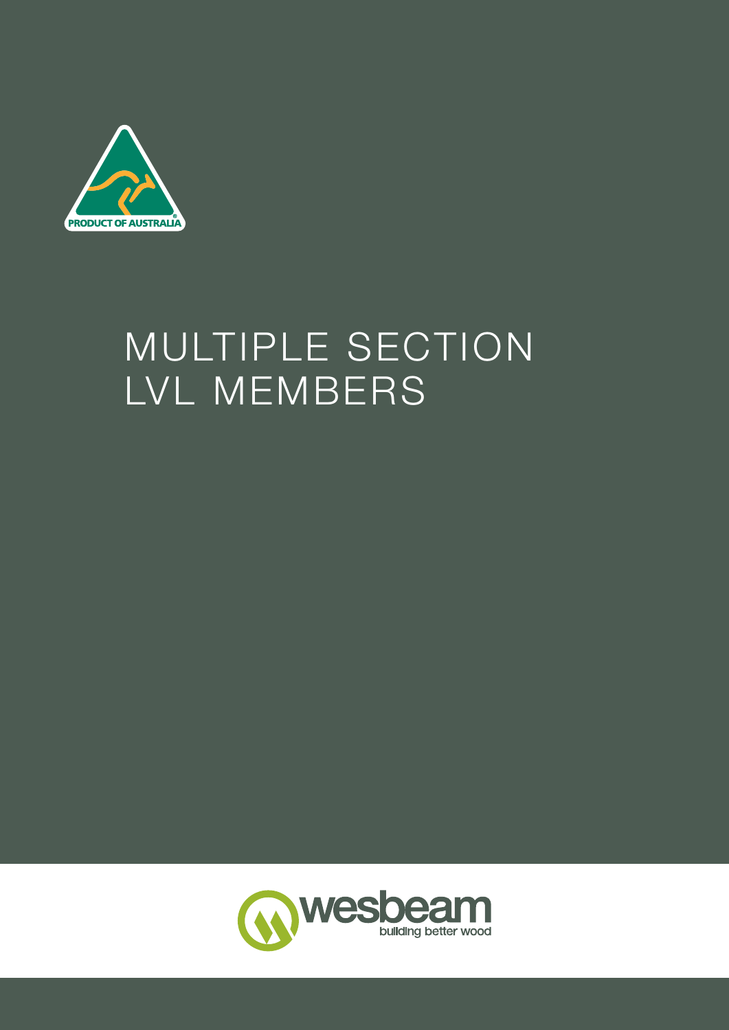PRODUCT OF AUSTRALIA

# MULTIPLE SECTION LVL MEMBERS

wesbeam

building better wood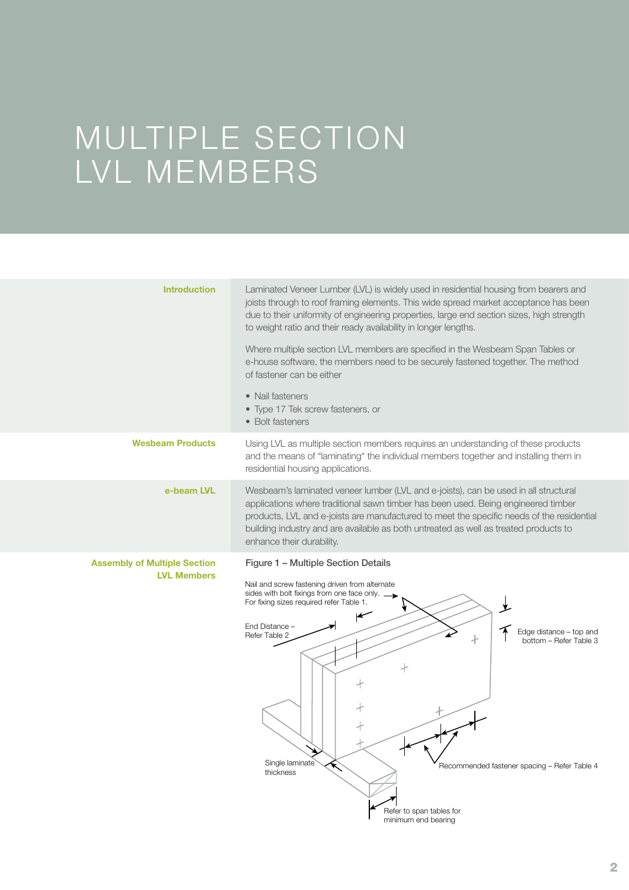# MULTIPLE SECTION LVL MEMBERS

## Introduction

Laminated Veneer Lumber (LVL) is widely used in residential housing from bearers and joists through to roof framing elements. This wide spread market acceptance has been due to their uniformity of engineering properties, large end section sizes, high strength to weight ratio and their ready availability in longer lengths.

Where multiple section LVL members are specified in the Wesbeam Span Tables or e-house software, the members need to be securely fastened together. The method of fastener can be either

- Nail fasteners
- Type 17 Tek screw fasteners, or
- Bolt fasteners

## Wesbeam Products

Using LVL as multiple section members requires an understanding of these products and the means of "laminating" the individual members together and installing them in residential housing applications.

## e-beam LVL

Wesbeam's laminated veneer lumber (LVL and e-joists), can be used in all structural applications where traditional sawn timber has been used. Being engineered timber products, LVL and e-joists are manufactured to meet the specific needs of the residential building industry and are available as both untreated as well as treated products to enhance their durability.

## Assembly of Multiple Section LVL Members

**Figure 1 – Multiple Section Details**

Nail and screw fastening driven from alternate sides with bolt fixings from one face only. For fixing sizes required refer Table 1.

End Distance – Refer Table 2

Edge distance – top and bottom – Refer Table 3

Single laminate thickness

Recommended fastener spacing – Refer Table 4

Refer to span tables for minimum end bearing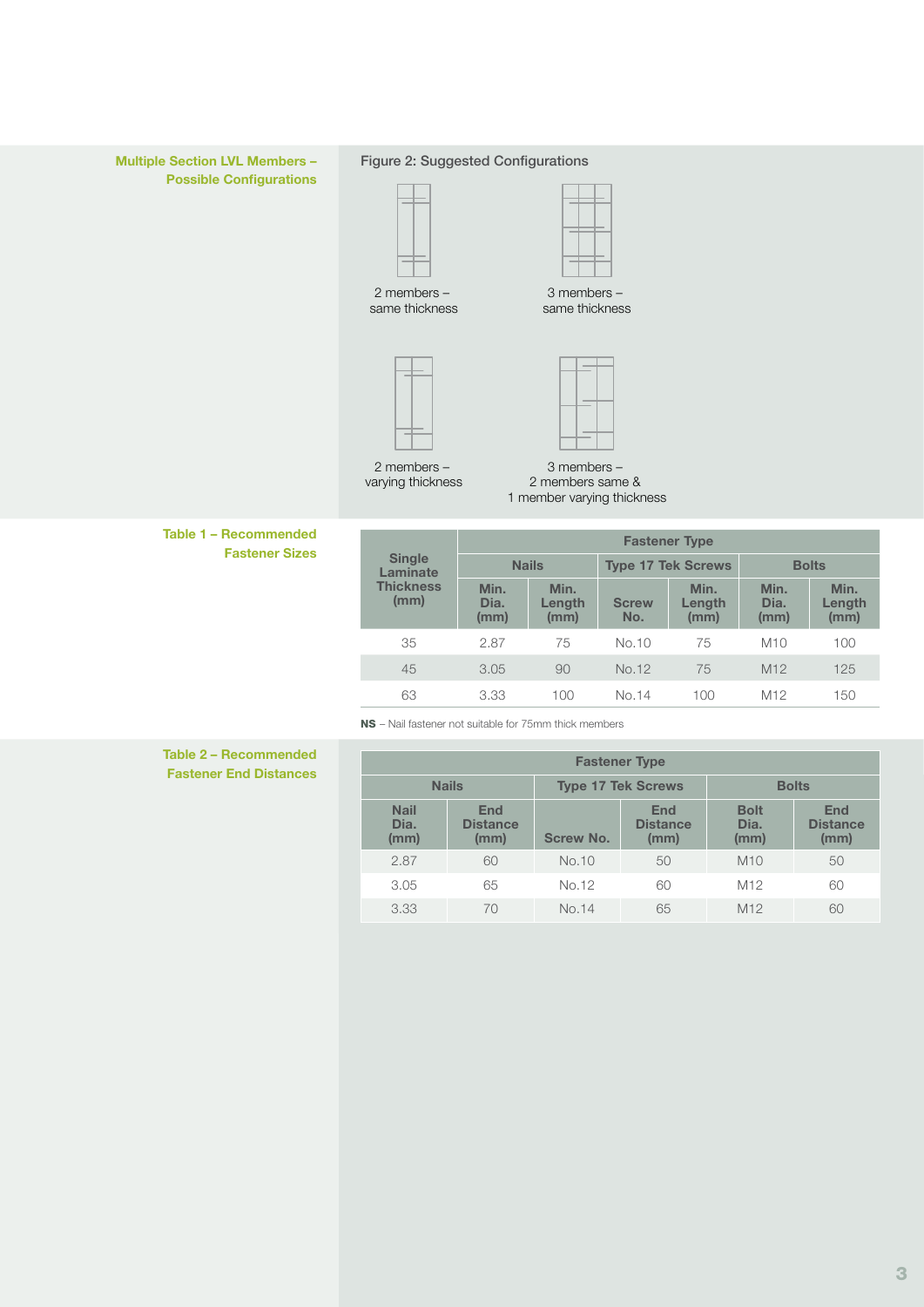## Multiple Section LVL Members – Possible Configurations

Figure 2: Suggested Configurations

2 members – same thickness

3 members – same thickness

2 members – varying thickness

3 members – 2 members same & 1 member varying thickness

## Table 1 – Recommended Fastener Sizes

| Single Laminate Thickness (mm) | Fastener Type | | | | | |
|---|---|---|---|---|---|---|
| | Nails | | Type 17 Tek Screws | | Bolts | |
| | Min. Dia. (mm) | Min. Length (mm) | Screw No. | Min. Length (mm) | Min. Dia. (mm) | Min. Length (mm) |
| 35 | 2.87 | 75 | No.10 | 75 | M10 | 100 |
| 45 | 3.05 | 90 | No.12 | 75 | M12 | 125 |
| 63 | 3.33 | 100 | No.14 | 100 | M12 | 150 |

**NS** – Nail fastener not suitable for 75mm thick members

## Table 2 – Recommended Fastener End Distances

| Fastener Type | | | | | |
|---|---|---|---|---|---|
| Nails | | Type 17 Tek Screws | | Bolts | |
| Nail Dia. (mm) | End Distance (mm) | Screw No. | End Distance (mm) | Bolt Dia. (mm) | End Distance (mm) |
| 2.87 | 60 | No.10 | 50 | M10 | 50 |
| 3.05 | 65 | No.12 | 60 | M12 | 60 |
| 3.33 | 70 | No.14 | 65 | M12 | 60 |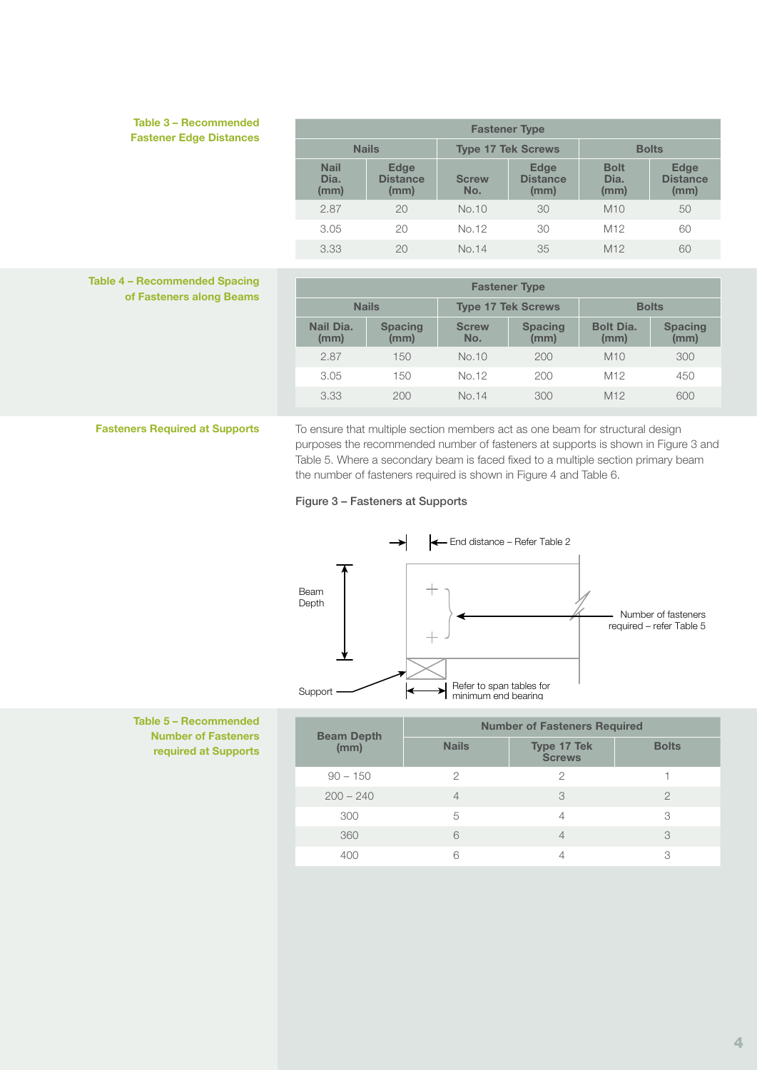## Table 3 – Recommended Fastener Edge Distances

| Fastener Type | | | | | |
|---|---|---|---|---|---|
| Nails | | Type 17 Tek Screws | | Bolts | |
| Nail Dia. (mm) | Edge Distance (mm) | Screw No. | Edge Distance (mm) | Bolt Dia. (mm) | Edge Distance (mm) |
| 2.87 | 20 | No.10 | 30 | M10 | 50 |
| 3.05 | 20 | No.12 | 30 | M12 | 60 |
| 3.33 | 20 | No.14 | 35 | M12 | 60 |

## Table 4 – Recommended Spacing of Fasteners along Beams

| Fastener Type | | | | | |
|---|---|---|---|---|---|
| Nails | | Type 17 Tek Screws | | Bolts | |
| Nail Dia. (mm) | Spacing (mm) | Screw No. | Spacing (mm) | Bolt Dia. (mm) | Spacing (mm) |
| 2.87 | 150 | No.10 | 200 | M10 | 300 |
| 3.05 | 150 | No.12 | 200 | M12 | 450 |
| 3.33 | 200 | No.14 | 300 | M12 | 600 |

## Fasteners Required at Supports

To ensure that multiple section members act as one beam for structural design purposes the recommended number of fasteners at supports is shown in Figure 3 and Table 5. Where a secondary beam is faced fixed to a multiple section primary beam the number of fasteners required is shown in Figure 4 and Table 6.

Figure 3 – Fasteners at Supports

End distance – Refer Table 2

Beam Depth

Number of fasteners required – refer Table 5

Support

Refer to span tables for minimum end bearing

## Table 5 – Recommended Number of Fasteners required at Supports

| Beam Depth (mm) | Number of Fasteners Required | | |
|---|---|---|---|
| | Nails | Type 17 Tek Screws | Bolts |
| 90 – 150 | 2 | 2 | 1 |
| 200 – 240 | 4 | 3 | 2 |
| 300 | 5 | 4 | 3 |
| 360 | 6 | 4 | 3 |
| 400 | 6 | 4 | 3 |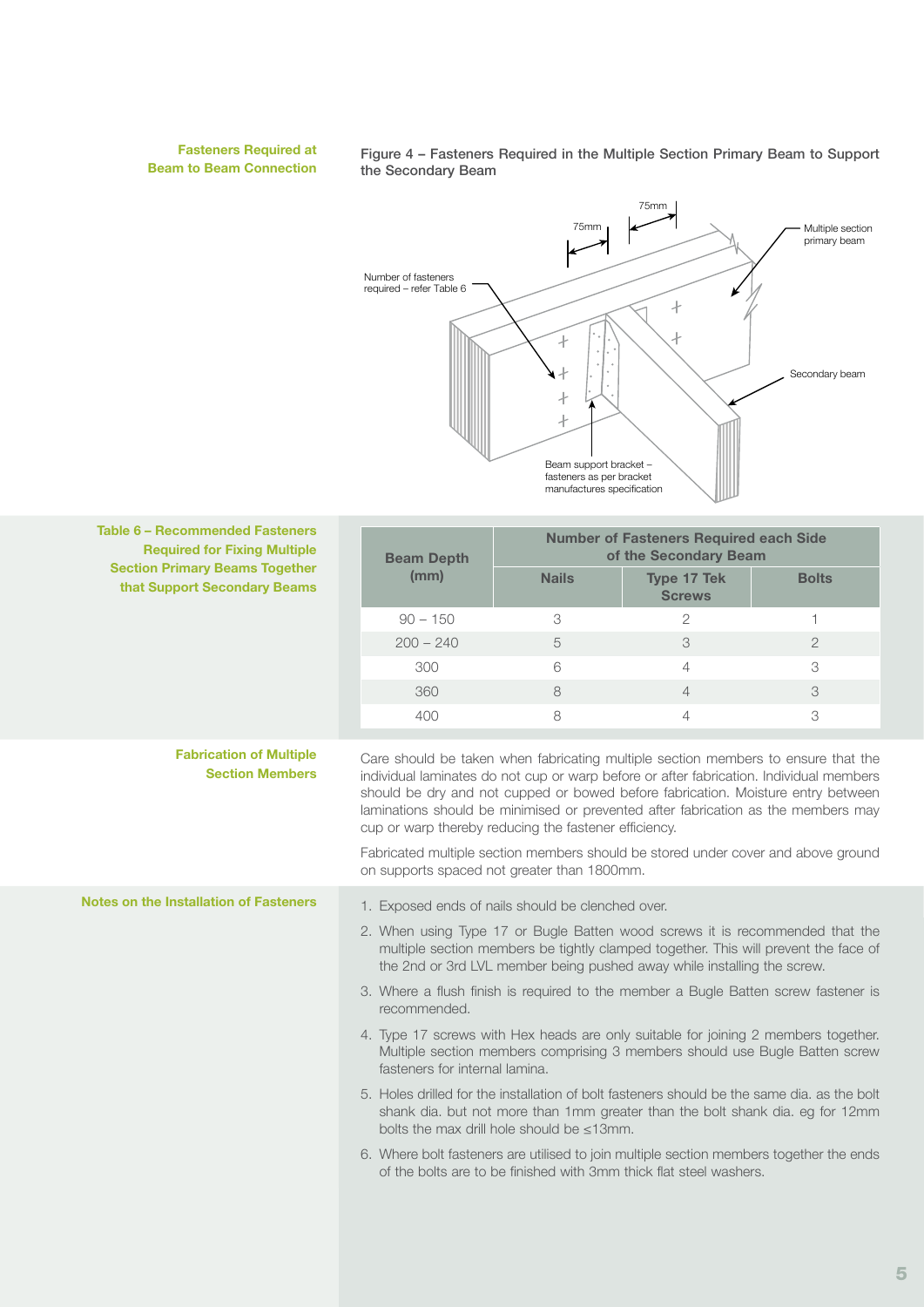## Fasteners Required at Beam to Beam Connection

**Figure 4 – Fasteners Required in the Multiple Section Primary Beam to Support the Secondary Beam**

75mm

75mm

Multiple section primary beam

Number of fasteners required – refer Table 6

Secondary beam

Beam support bracket – fasteners as per bracket manufactures specification

## Table 6 – Recommended Fasteners Required for Fixing Multiple Section Primary Beams Together that Support Secondary Beams

| Beam Depth (mm) | Number of Fasteners Required each Side of the Secondary Beam | | |
|---|---|---|---|
| | Nails | Type 17 Tek Screws | Bolts |
| 90 – 150 | 3 | 2 | 1 |
| 200 – 240 | 5 | 3 | 2 |
| 300 | 6 | 4 | 3 |
| 360 | 8 | 4 | 3 |
| 400 | 8 | 4 | 3 |

## Fabrication of Multiple Section Members

Care should be taken when fabricating multiple section members to ensure that the individual laminates do not cup or warp before or after fabrication. Individual members should be dry and not cupped or bowed before fabrication. Moisture entry between laminations should be minimised or prevented after fabrication as the members may cup or warp thereby reducing the fastener efficiency.

Fabricated multiple section members should be stored under cover and above ground on supports spaced not greater than 1800mm.

## Notes on the Installation of Fasteners

1. Exposed ends of nails should be clenched over.
2. When using Type 17 or Bugle Batten wood screws it is recommended that the multiple section members be tightly clamped together. This will prevent the face of the 2nd or 3rd LVL member being pushed away while installing the screw.
3. Where a flush finish is required to the member a Bugle Batten screw fastener is recommended.
4. Type 17 screws with Hex heads are only suitable for joining 2 members together. Multiple section members comprising 3 members should use Bugle Batten screw fasteners for internal lamina.
5. Holes drilled for the installation of bolt fasteners should be the same dia. as the bolt shank dia. but not more than 1mm greater than the bolt shank dia. eg for 12mm bolts the max drill hole should be ≤13mm.
6. Where bolt fasteners are utilised to join multiple section members together the ends of the bolts are to be finished with 3mm thick flat steel washers.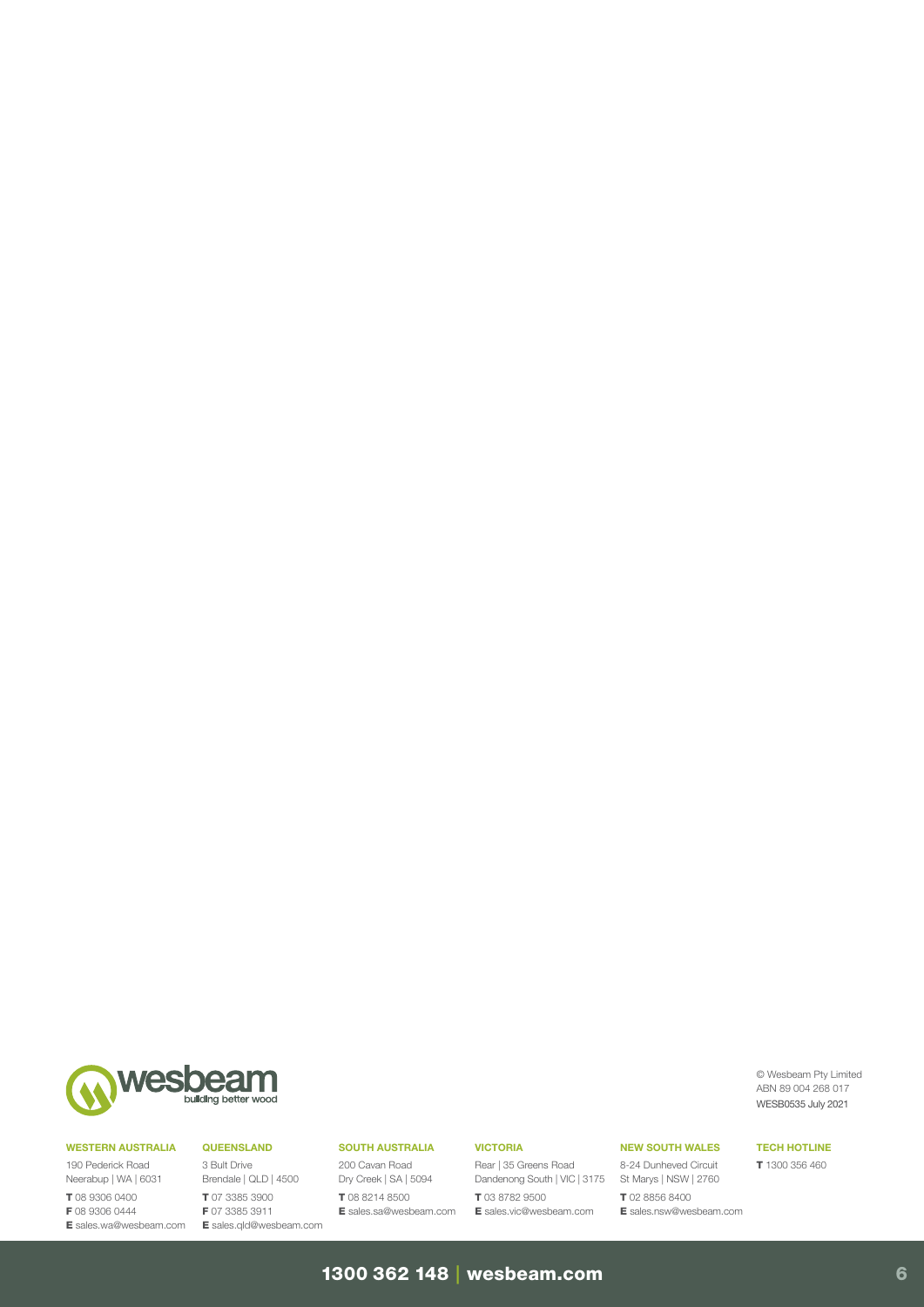wesbeam
building better wood

© Wesbeam Pty Limited
ABN 89 004 268 017
WESB0535 July 2021

**WESTERN AUSTRALIA**
190 Pederick Road
Neerabup | WA | 6031
**T** 08 9306 0400
**F** 08 9306 0444
**E** sales.wa@wesbeam.com

**QUEENSLAND**
3 Bult Drive
Brendale | QLD | 4500
**T** 07 3385 3900
**F** 07 3385 3911
**E** sales.qld@wesbeam.com

**SOUTH AUSTRALIA**
200 Cavan Road
Dry Creek | SA | 5094
**T** 08 8214 8500
**E** sales.sa@wesbeam.com

**VICTORIA**
Rear | 35 Greens Road
Dandenong South | VIC | 3175
**T** 03 8782 9500
**E** sales.vic@wesbeam.com

**NEW SOUTH WALES**
8-24 Dunheved Circuit
St Marys | NSW | 2760
**T** 02 8856 8400
**E** sales.nsw@wesbeam.com

**TECH HOTLINE**
**T** 1300 356 460

**1300 362 148 | wesbeam.com**